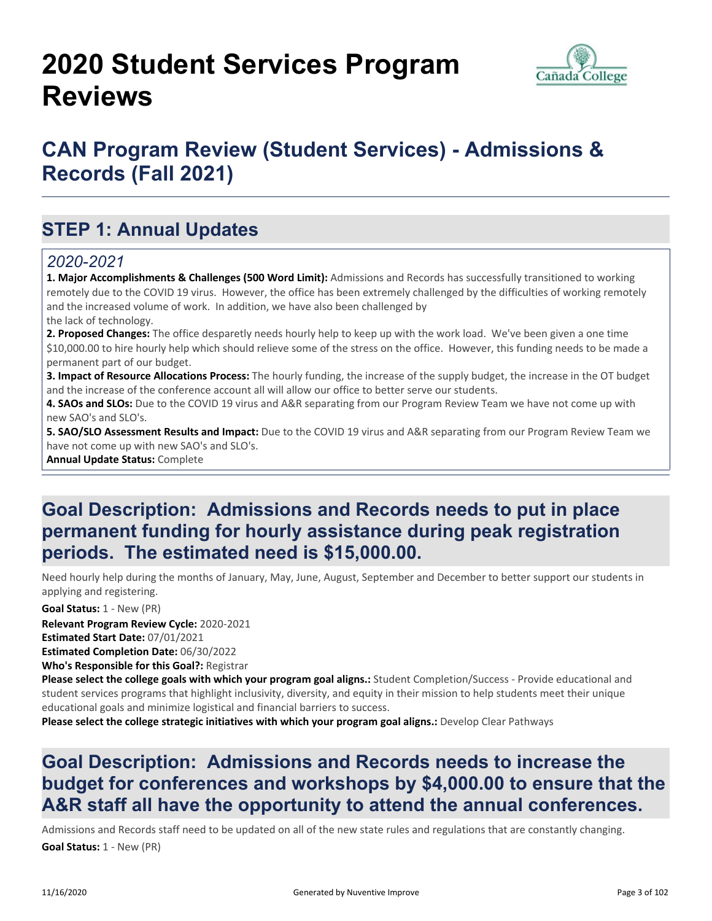# 2020 Student Services Program Reviews

## CAN Program Review (Student Services) - Admissions & Records (Fall 2021)

## STEP 1: Annual Updates

### *2020-2021*

**1. Major Accomplishments & Challenges (500 Word Limit):** Admissions and Records has successfully transitioned to working remotely due to the COVID 19 virus. However, the office has been extremely challenged by the difficulties of working remotely and the increased volume of work. In addition, we have also been challenged by the lack of technology.

**2. Proposed Changes:** The office desparetly needs hourly help to keep up with the work load. We've been given a one time $10,000.00 to hire hourly help which should relieve some of the stress on the office. However, this funding needs to be made a permanent part of our budget.

**3. Impact of Resource Allocations Process:** The hourly funding, the increase of the supply budget, the increase in the OT budget and the increase of the conference account all will allow our office to better serve our students.

**4. SAOs and SLOs:** Due to the COVID 19 virus and A&R separating from our Program Review Team we have not come up with new SAO's and SLO's.

**5. SAO/SLO Assessment Results and Impact:** Due to the COVID 19 virus and A&R separating from our Program Review Team we have not come up with new SAO's and SLO's.

**Annual Update Status:** Complete

## Goal Description: Admissions and Records needs to put in place permanent funding for hourly assistance during peak registration periods. The estimated need is $15,000.00.

Need hourly help during the months of January, May, June, August, September and December to better support our students in applying and registering.

**Goal Status:** 1 - New (PR)

**Relevant Program Review Cycle:** 2020-2021

**Estimated Start Date:** 07/01/2021

**Estimated Completion Date:** 06/30/2022

**Who's Responsible for this Goal?:** Registrar

**Please select the college goals with which your program goal aligns.:** Student Completion/Success - Provide educational and student services programs that highlight inclusivity, diversity, and equity in their mission to help students meet their unique educational goals and minimize logistical and financial barriers to success.

**Please select the college strategic initiatives with which your program goal aligns.:** Develop Clear Pathways

## Goal Description: Admissions and Records needs to increase the budget for conferences and workshops by $4,000.00 to ensure that the A&R staff all have the opportunity to attend the annual conferences.

Admissions and Records staff need to be updated on all of the new state rules and regulations that are constantly changing.

**Goal Status:** 1 - New (PR)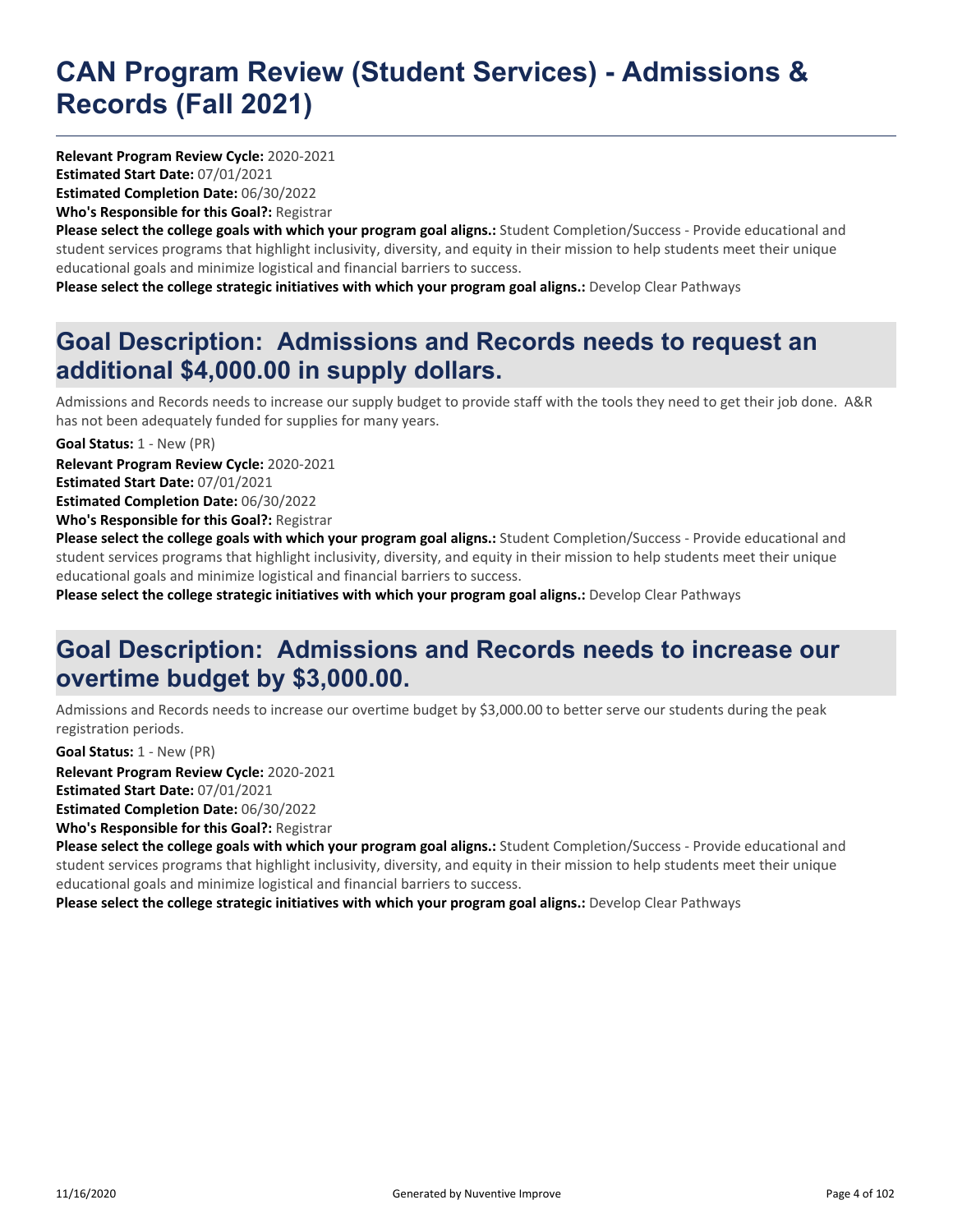# CAN Program Review (Student Services) - Admissions & Records (Fall 2021)

**Relevant Program Review Cycle:** 2020-2021
**Estimated Start Date:** 07/01/2021
**Estimated Completion Date:** 06/30/2022
**Who's Responsible for this Goal?:** Registrar
**Please select the college goals with which your program goal aligns.:** Student Completion/Success - Provide educational and student services programs that highlight inclusivity, diversity, and equity in their mission to help students meet their unique educational goals and minimize logistical and financial barriers to success.
**Please select the college strategic initiatives with which your program goal aligns.:** Develop Clear Pathways

## Goal Description: Admissions and Records needs to request an additional $4,000.00 in supply dollars.

Admissions and Records needs to increase our supply budget to provide staff with the tools they need to get their job done. A&R has not been adequately funded for supplies for many years.

**Goal Status:** 1 - New (PR)
**Relevant Program Review Cycle:** 2020-2021
**Estimated Start Date:** 07/01/2021
**Estimated Completion Date:** 06/30/2022
**Who's Responsible for this Goal?:** Registrar
**Please select the college goals with which your program goal aligns.:** Student Completion/Success - Provide educational and student services programs that highlight inclusivity, diversity, and equity in their mission to help students meet their unique educational goals and minimize logistical and financial barriers to success.
**Please select the college strategic initiatives with which your program goal aligns.:** Develop Clear Pathways

## Goal Description: Admissions and Records needs to increase our overtime budget by $3,000.00.

Admissions and Records needs to increase our overtime budget by $3,000.00 to better serve our students during the peak registration periods.

**Goal Status:** 1 - New (PR)
**Relevant Program Review Cycle:** 2020-2021
**Estimated Start Date:** 07/01/2021
**Estimated Completion Date:** 06/30/2022
**Who's Responsible for this Goal?:** Registrar
**Please select the college goals with which your program goal aligns.:** Student Completion/Success - Provide educational and student services programs that highlight inclusivity, diversity, and equity in their mission to help students meet their unique educational goals and minimize logistical and financial barriers to success.
**Please select the college strategic initiatives with which your program goal aligns.:** Develop Clear Pathways